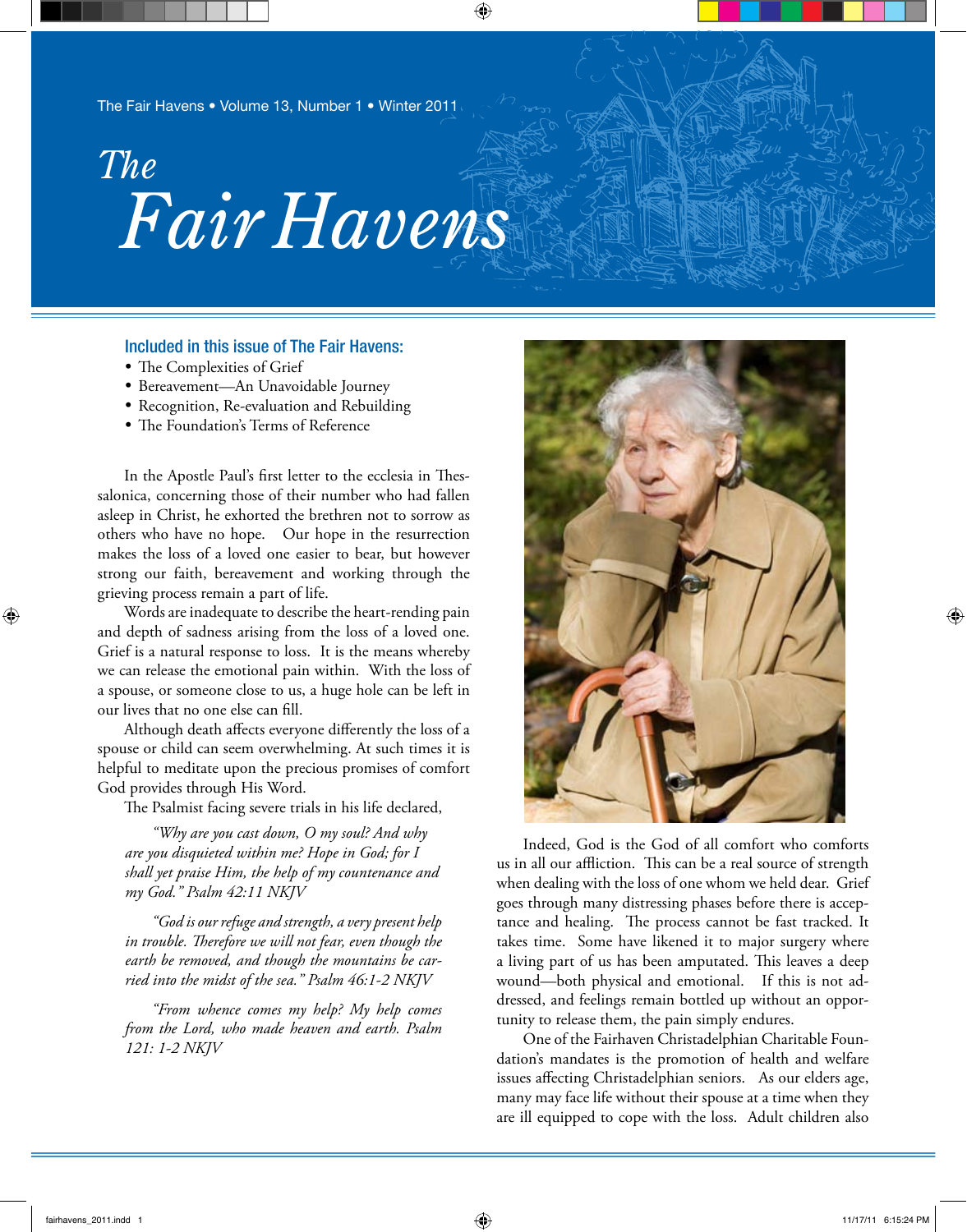The Fair Havens • Volume 13, Number 1 • Winter 2011

# The Fair Havens

## Included in this issue of The Fair Havens:

- The Complexities of Grief
- Bereavement—An Unavoidable Journey
- Recognition, Re-evaluation and Rebuilding
- The Foundation's Terms of Reference

In the Apostle Paul's first letter to the ecclesia in Thessalonica, concerning those of their number who had fallen asleep in Christ, he exhorted the brethren not to sorrow as others who have no hope. Our hope in the resurrection makes the loss of a loved one easier to bear, but however strong our faith, bereavement and working through the grieving process remain a part of life.

Words are inadequate to describe the heart-rending pain and depth of sadness arising from the loss of a loved one. Grief is a natural response to loss. It is the means whereby we can release the emotional pain within. With the loss of a spouse, or someone close to us, a huge hole can be left in our lives that no one else can fill.

Although death affects everyone differently the loss of a spouse or child can seem overwhelming. At such times it is helpful to meditate upon the precious promises of comfort God provides through His Word.

The Psalmist facing severe trials in his life declared,

> *"Why are you cast down, O my soul? And why are you disquieted within me? Hope in God; for I shall yet praise Him, the help of my countenance and my God." Psalm 42:11 NKJV*

> *"God is our refuge and strength, a very present help in trouble. Therefore we will not fear, even though the earth be removed, and though the mountains be carried into the midst of the sea." Psalm 46:1-2 NKJV*

> *"From whence comes my help? My help comes from the Lord, who made heaven and earth. Psalm 121: 1-2 NKJV*

Indeed, God is the God of all comfort who comforts us in all our affliction. This can be a real source of strength when dealing with the loss of one whom we held dear. Grief goes through many distressing phases before there is acceptance and healing. The process cannot be fast tracked. It takes time. Some have likened it to major surgery where a living part of us has been amputated. This leaves a deep wound—both physical and emotional. If this is not addressed, and feelings remain bottled up without an opportunity to release them, the pain simply endures.

One of the Fairhaven Christadelphian Charitable Foundation's mandates is the promotion of health and welfare issues affecting Christadelphian seniors. As our elders age, many may face life without their spouse at a time when they are ill equipped to cope with the loss. Adult children also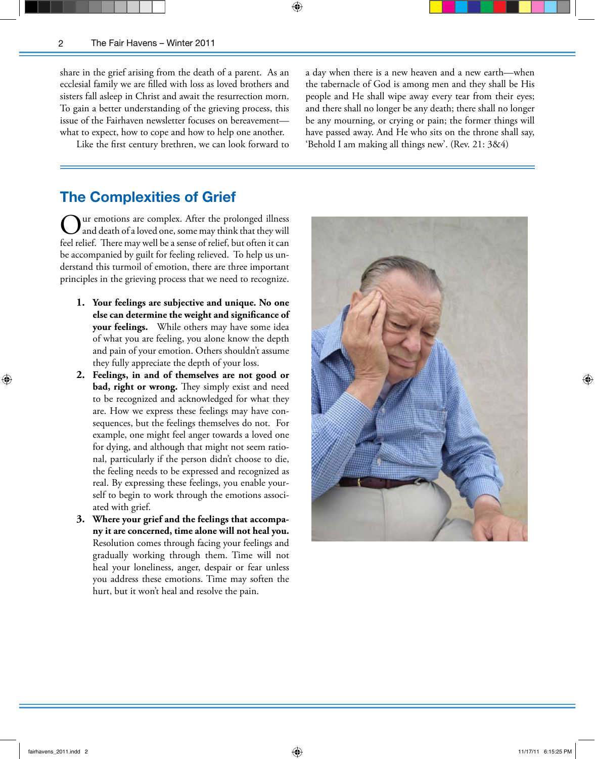share in the grief arising from the death of a parent. As an ecclesial family we are filled with loss as loved brothers and sisters fall asleep in Christ and await the resurrection morn. To gain a better understanding of the grieving process, this issue of the Fairhaven newsletter focuses on bereavement—what to expect, how to cope and how to help one another.

Like the first century brethren, we can look forward to a day when there is a new heaven and a new earth—when the tabernacle of God is among men and they shall be His people and He shall wipe away every tear from their eyes; and there shall no longer be any death; there shall no longer be any mourning, or crying or pain; the former things will have passed away. And He who sits on the throne shall say, 'Behold I am making all things new'. (Rev. 21: 3&4)

## The Complexities of Grief

Our emotions are complex. After the prolonged illness and death of a loved one, some may think that they will feel relief. There may well be a sense of relief, but often it can be accompanied by guilt for feeling relieved. To help us understand this turmoil of emotion, there are three important principles in the grieving process that we need to recognize.

1. **Your feelings are subjective and unique. No one else can determine the weight and significance of your feelings.** While others may have some idea of what you are feeling, you alone know the depth and pain of your emotion. Others shouldn't assume they fully appreciate the depth of your loss.
2. **Feelings, in and of themselves are not good or bad, right or wrong.** They simply exist and need to be recognized and acknowledged for what they are. How we express these feelings may have consequences, but the feelings themselves do not. For example, one might feel anger towards a loved one for dying, and although that might not seem rational, particularly if the person didn't choose to die, the feeling needs to be expressed and recognized as real. By expressing these feelings, you enable yourself to begin to work through the emotions associated with grief.
3. **Where your grief and the feelings that accompany it are concerned, time alone will not heal you.** Resolution comes through facing your feelings and gradually working through them. Time will not heal your loneliness, anger, despair or fear unless you address these emotions. Time may soften the hurt, but it won't heal and resolve the pain.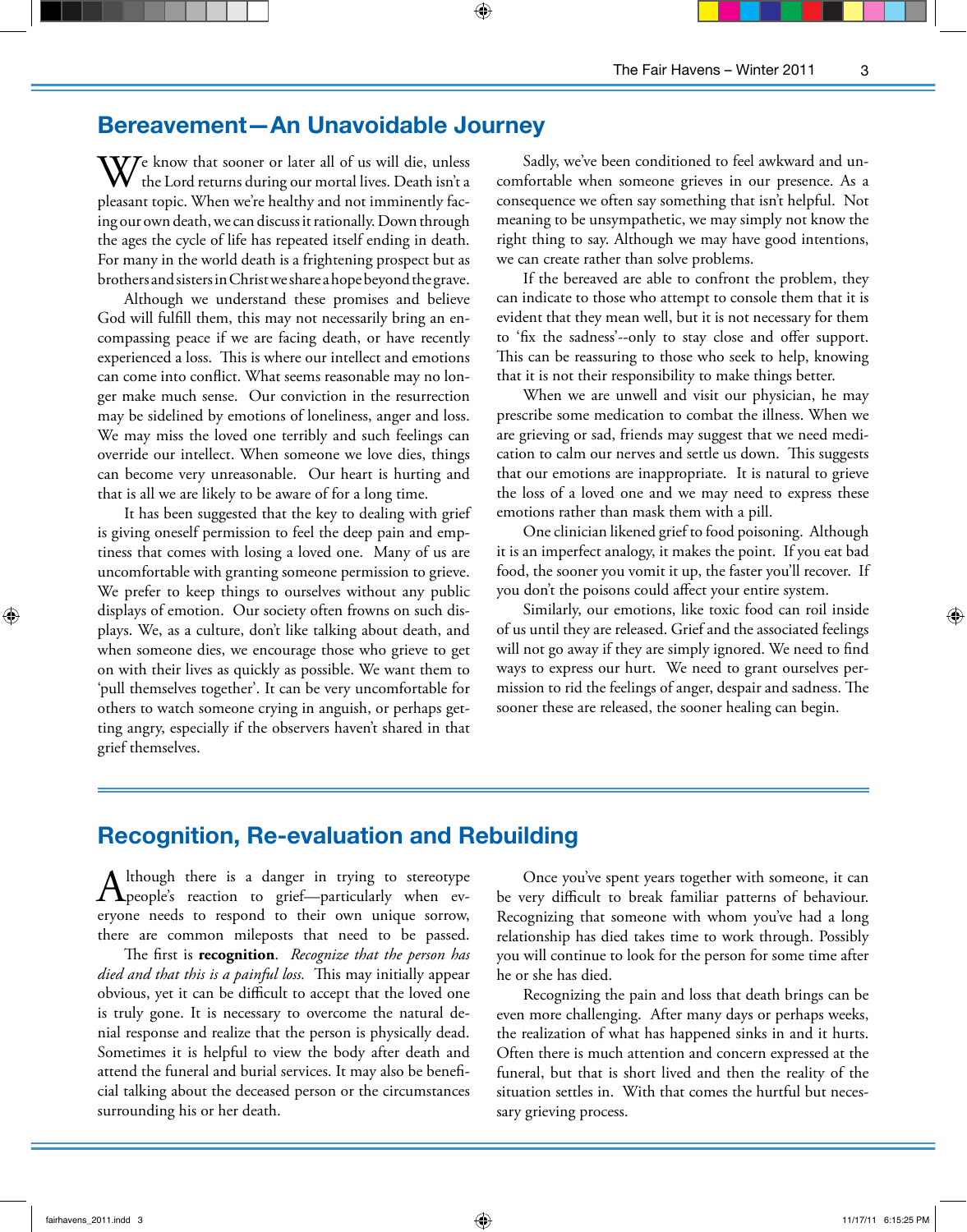## Bereavement—An Unavoidable Journey

We know that sooner or later all of us will die, unless the Lord returns during our mortal lives. Death isn't a pleasant topic. When we're healthy and not imminently facing our own death, we can discuss it rationally. Down through the ages the cycle of life has repeated itself ending in death. For many in the world death is a frightening prospect but as brothers and sisters in Christ we share a hope beyond the grave.

Although we understand these promises and believe God will fulfill them, this may not necessarily bring an encompassing peace if we are facing death, or have recently experienced a loss. This is where our intellect and emotions can come into conflict. What seems reasonable may no longer make much sense. Our conviction in the resurrection may be sidelined by emotions of loneliness, anger and loss. We may miss the loved one terribly and such feelings can override our intellect. When someone we love dies, things can become very unreasonable. Our heart is hurting and that is all we are likely to be aware of for a long time.

It has been suggested that the key to dealing with grief is giving oneself permission to feel the deep pain and emptiness that comes with losing a loved one. Many of us are uncomfortable with granting someone permission to grieve. We prefer to keep things to ourselves without any public displays of emotion. Our society often frowns on such displays. We, as a culture, don't like talking about death, and when someone dies, we encourage those who grieve to get on with their lives as quickly as possible. We want them to 'pull themselves together'. It can be very uncomfortable for others to watch someone crying in anguish, or perhaps getting angry, especially if the observers haven't shared in that grief themselves.

Sadly, we've been conditioned to feel awkward and uncomfortable when someone grieves in our presence. As a consequence we often say something that isn't helpful. Not meaning to be unsympathetic, we may simply not know the right thing to say. Although we may have good intentions, we can create rather than solve problems.

If the bereaved are able to confront the problem, they can indicate to those who attempt to console them that it is evident that they mean well, but it is not necessary for them to 'fix the sadness'--only to stay close and offer support. This can be reassuring to those who seek to help, knowing that it is not their responsibility to make things better.

When we are unwell and visit our physician, he may prescribe some medication to combat the illness. When we are grieving or sad, friends may suggest that we need medication to calm our nerves and settle us down. This suggests that our emotions are inappropriate. It is natural to grieve the loss of a loved one and we may need to express these emotions rather than mask them with a pill.

One clinician likened grief to food poisoning. Although it is an imperfect analogy, it makes the point. If you eat bad food, the sooner you vomit it up, the faster you'll recover. If you don't the poisons could affect your entire system.

Similarly, our emotions, like toxic food can roil inside of us until they are released. Grief and the associated feelings will not go away if they are simply ignored. We need to find ways to express our hurt. We need to grant ourselves permission to rid the feelings of anger, despair and sadness. The sooner these are released, the sooner healing can begin.

## Recognition, Re-evaluation and Rebuilding

Although there is a danger in trying to stereotype people's reaction to grief—particularly when everyone needs to respond to their own unique sorrow, there are common mileposts that need to be passed.

The first is **recognition**. *Recognize that the person has died and that this is a painful loss.* This may initially appear obvious, yet it can be difficult to accept that the loved one is truly gone. It is necessary to overcome the natural denial response and realize that the person is physically dead. Sometimes it is helpful to view the body after death and attend the funeral and burial services. It may also be beneficial talking about the deceased person or the circumstances surrounding his or her death.

Once you've spent years together with someone, it can be very difficult to break familiar patterns of behaviour. Recognizing that someone with whom you've had a long relationship has died takes time to work through. Possibly you will continue to look for the person for some time after he or she has died.

Recognizing the pain and loss that death brings can be even more challenging. After many days or perhaps weeks, the realization of what has happened sinks in and it hurts. Often there is much attention and concern expressed at the funeral, but that is short lived and then the reality of the situation settles in. With that comes the hurtful but necessary grieving process.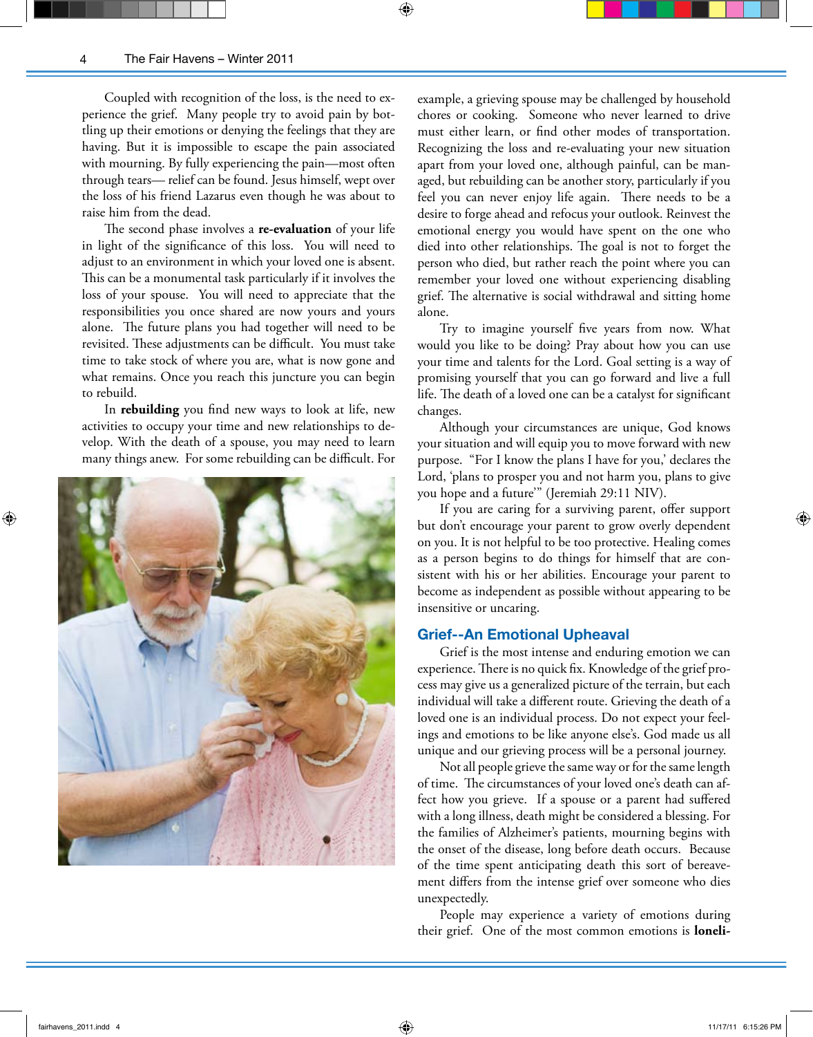Coupled with recognition of the loss, is the need to experience the grief. Many people try to avoid pain by bottling up their emotions or denying the feelings that they are having. But it is impossible to escape the pain associated with mourning. By fully experiencing the pain—most often through tears— relief can be found. Jesus himself, wept over the loss of his friend Lazarus even though he was about to raise him from the dead.

The second phase involves a **re-evaluation** of your life in light of the significance of this loss. You will need to adjust to an environment in which your loved one is absent. This can be a monumental task particularly if it involves the loss of your spouse. You will need to appreciate that the responsibilities you once shared are now yours and yours alone. The future plans you had together will need to be revisited. These adjustments can be difficult. You must take time to take stock of where you are, what is now gone and what remains. Once you reach this juncture you can begin to rebuild.

In **rebuilding** you find new ways to look at life, new activities to occupy your time and new relationships to develop. With the death of a spouse, you may need to learn many things anew. For some rebuilding can be difficult. For example, a grieving spouse may be challenged by household chores or cooking. Someone who never learned to drive must either learn, or find other modes of transportation. Recognizing the loss and re-evaluating your new situation apart from your loved one, although painful, can be managed, but rebuilding can be another story, particularly if you feel you can never enjoy life again. There needs to be a desire to forge ahead and refocus your outlook. Reinvest the emotional energy you would have spent on the one who died into other relationships. The goal is not to forget the person who died, but rather reach the point where you can remember your loved one without experiencing disabling grief. The alternative is social withdrawal and sitting home alone.

Try to imagine yourself five years from now. What would you like to be doing? Pray about how you can use your time and talents for the Lord. Goal setting is a way of promising yourself that you can go forward and live a full life. The death of a loved one can be a catalyst for significant changes.

Although your circumstances are unique, God knows your situation and will equip you to move forward with new purpose. "For I know the plans I have for you,' declares the Lord, 'plans to prosper you and not harm you, plans to give you hope and a future'" (Jeremiah 29:11 NIV).

If you are caring for a surviving parent, offer support but don't encourage your parent to grow overly dependent on you. It is not helpful to be too protective. Healing comes as a person begins to do things for himself that are consistent with his or her abilities. Encourage your parent to become as independent as possible without appearing to be insensitive or uncaring.

## Grief--An Emotional Upheaval

Grief is the most intense and enduring emotion we can experience. There is no quick fix. Knowledge of the grief process may give us a generalized picture of the terrain, but each individual will take a different route. Grieving the death of a loved one is an individual process. Do not expect your feelings and emotions to be like anyone else's. God made us all unique and our grieving process will be a personal journey.

Not all people grieve the same way or for the same length of time. The circumstances of your loved one's death can affect how you grieve. If a spouse or a parent had suffered with a long illness, death might be considered a blessing. For the families of Alzheimer's patients, mourning begins with the onset of the disease, long before death occurs. Because of the time spent anticipating death this sort of bereavement differs from the intense grief over someone who dies unexpectedly.

People may experience a variety of emotions during their grief. One of the most common emotions is **loneli-**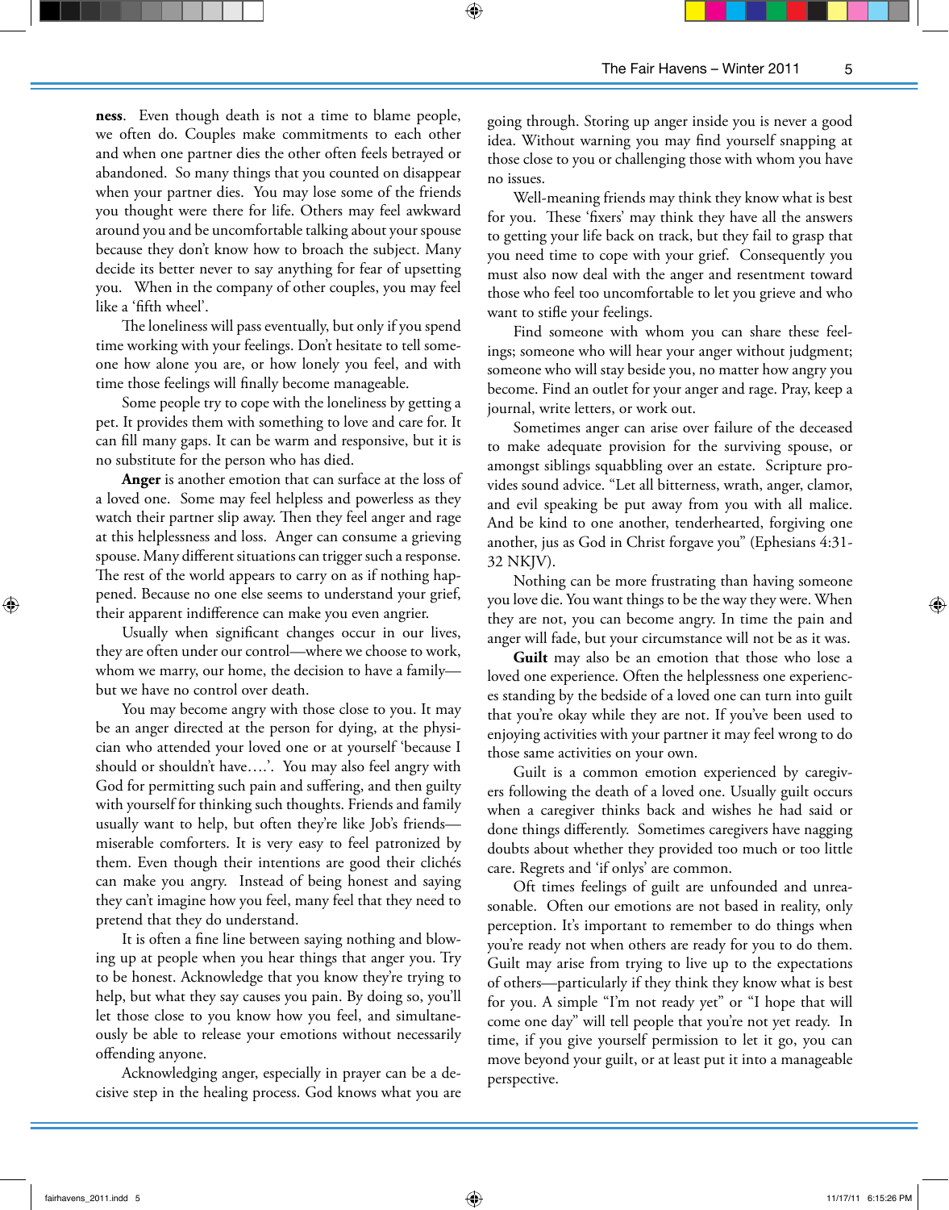**ness**. Even though death is not a time to blame people, we often do. Couples make commitments to each other and when one partner dies the other often feels betrayed or abandoned. So many things that you counted on disappear when your partner dies. You may lose some of the friends you thought were there for life. Others may feel awkward around you and be uncomfortable talking about your spouse because they don't know how to broach the subject. Many decide its better never to say anything for fear of upsetting you. When in the company of other couples, you may feel like a 'fifth wheel'.

The loneliness will pass eventually, but only if you spend time working with your feelings. Don't hesitate to tell someone how alone you are, or how lonely you feel, and with time those feelings will finally become manageable.

Some people try to cope with the loneliness by getting a pet. It provides them with something to love and care for. It can fill many gaps. It can be warm and responsive, but it is no substitute for the person who has died.

**Anger** is another emotion that can surface at the loss of a loved one. Some may feel helpless and powerless as they watch their partner slip away. Then they feel anger and rage at this helplessness and loss. Anger can consume a grieving spouse. Many different situations can trigger such a response. The rest of the world appears to carry on as if nothing happened. Because no one else seems to understand your grief, their apparent indifference can make you even angrier.

Usually when significant changes occur in our lives, they are often under our control—where we choose to work, whom we marry, our home, the decision to have a family—but we have no control over death.

You may become angry with those close to you. It may be an anger directed at the person for dying, at the physician who attended your loved one or at yourself 'because I should or shouldn't have….'. You may also feel angry with God for permitting such pain and suffering, and then guilty with yourself for thinking such thoughts. Friends and family usually want to help, but often they're like Job's friends—miserable comforters. It is very easy to feel patronized by them. Even though their intentions are good their clichés can make you angry. Instead of being honest and saying they can't imagine how you feel, many feel that they need to pretend that they do understand.

It is often a fine line between saying nothing and blowing up at people when you hear things that anger you. Try to be honest. Acknowledge that you know they're trying to help, but what they say causes you pain. By doing so, you'll let those close to you know how you feel, and simultaneously be able to release your emotions without necessarily offending anyone.

Acknowledging anger, especially in prayer can be a decisive step in the healing process. God knows what you are going through. Storing up anger inside you is never a good idea. Without warning you may find yourself snapping at those close to you or challenging those with whom you have no issues.

Well-meaning friends may think they know what is best for you. These 'fixers' may think they have all the answers to getting your life back on track, but they fail to grasp that you need time to cope with your grief. Consequently you must also now deal with the anger and resentment toward those who feel too uncomfortable to let you grieve and who want to stifle your feelings.

Find someone with whom you can share these feelings; someone who will hear your anger without judgment; someone who will stay beside you, no matter how angry you become. Find an outlet for your anger and rage. Pray, keep a journal, write letters, or work out.

Sometimes anger can arise over failure of the deceased to make adequate provision for the surviving spouse, or amongst siblings squabbling over an estate. Scripture provides sound advice. "Let all bitterness, wrath, anger, clamor, and evil speaking be put away from you with all malice. And be kind to one another, tenderhearted, forgiving one another, jus as God in Christ forgave you" (Ephesians 4:31-32 NKJV).

Nothing can be more frustrating than having someone you love die. You want things to be the way they were. When they are not, you can become angry. In time the pain and anger will fade, but your circumstance will not be as it was.

**Guilt** may also be an emotion that those who lose a loved one experience. Often the helplessness one experiences standing by the bedside of a loved one can turn into guilt that you're okay while they are not. If you've been used to enjoying activities with your partner it may feel wrong to do those same activities on your own.

Guilt is a common emotion experienced by caregivers following the death of a loved one. Usually guilt occurs when a caregiver thinks back and wishes he had said or done things differently. Sometimes caregivers have nagging doubts about whether they provided too much or too little care. Regrets and 'if onlys' are common.

Oft times feelings of guilt are unfounded and unreasonable. Often our emotions are not based in reality, only perception. It's important to remember to do things when you're ready not when others are ready for you to do them. Guilt may arise from trying to live up to the expectations of others—particularly if they think they know what is best for you. A simple "I'm not ready yet" or "I hope that will come one day" will tell people that you're not yet ready. In time, if you give yourself permission to let it go, you can move beyond your guilt, or at least put it into a manageable perspective.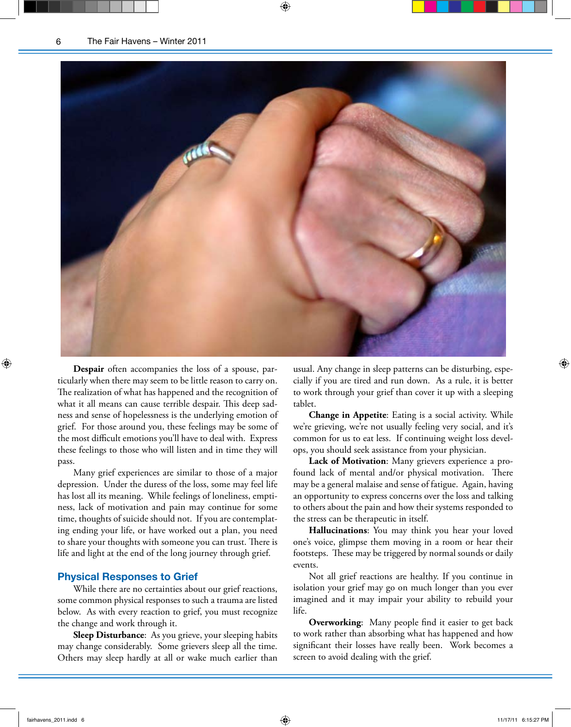**Despair** often accompanies the loss of a spouse, particularly when there may seem to be little reason to carry on. The realization of what has happened and the recognition of what it all means can cause terrible despair. This deep sadness and sense of hopelessness is the underlying emotion of grief. For those around you, these feelings may be some of the most difficult emotions you'll have to deal with. Express these feelings to those who will listen and in time they will pass.

Many grief experiences are similar to those of a major depression. Under the duress of the loss, some may feel life has lost all its meaning. While feelings of loneliness, emptiness, lack of motivation and pain may continue for some time, thoughts of suicide should not. If you are contemplating ending your life, or have worked out a plan, you need to share your thoughts with someone you can trust. There is life and light at the end of the long journey through grief.

## Physical Responses to Grief

While there are no certainties about our grief reactions, some common physical responses to such a trauma are listed below. As with every reaction to grief, you must recognize the change and work through it.

**Sleep Disturbance**: As you grieve, your sleeping habits may change considerably. Some grievers sleep all the time. Others may sleep hardly at all or wake much earlier than usual. Any change in sleep patterns can be disturbing, especially if you are tired and run down. As a rule, it is better to work through your grief than cover it up with a sleeping tablet.

**Change in Appetite**: Eating is a social activity. While we're grieving, we're not usually feeling very social, and it's common for us to eat less. If continuing weight loss develops, you should seek assistance from your physician.

**Lack of Motivation**: Many grievers experience a profound lack of mental and/or physical motivation. There may be a general malaise and sense of fatigue. Again, having an opportunity to express concerns over the loss and talking to others about the pain and how their systems responded to the stress can be therapeutic in itself.

**Hallucinations**: You may think you hear your loved one's voice, glimpse them moving in a room or hear their footsteps. These may be triggered by normal sounds or daily events.

Not all grief reactions are healthy. If you continue in isolation your grief may go on much longer than you ever imagined and it may impair your ability to rebuild your life.

**Overworking**: Many people find it easier to get back to work rather than absorbing what has happened and how significant their losses have really been. Work becomes a screen to avoid dealing with the grief.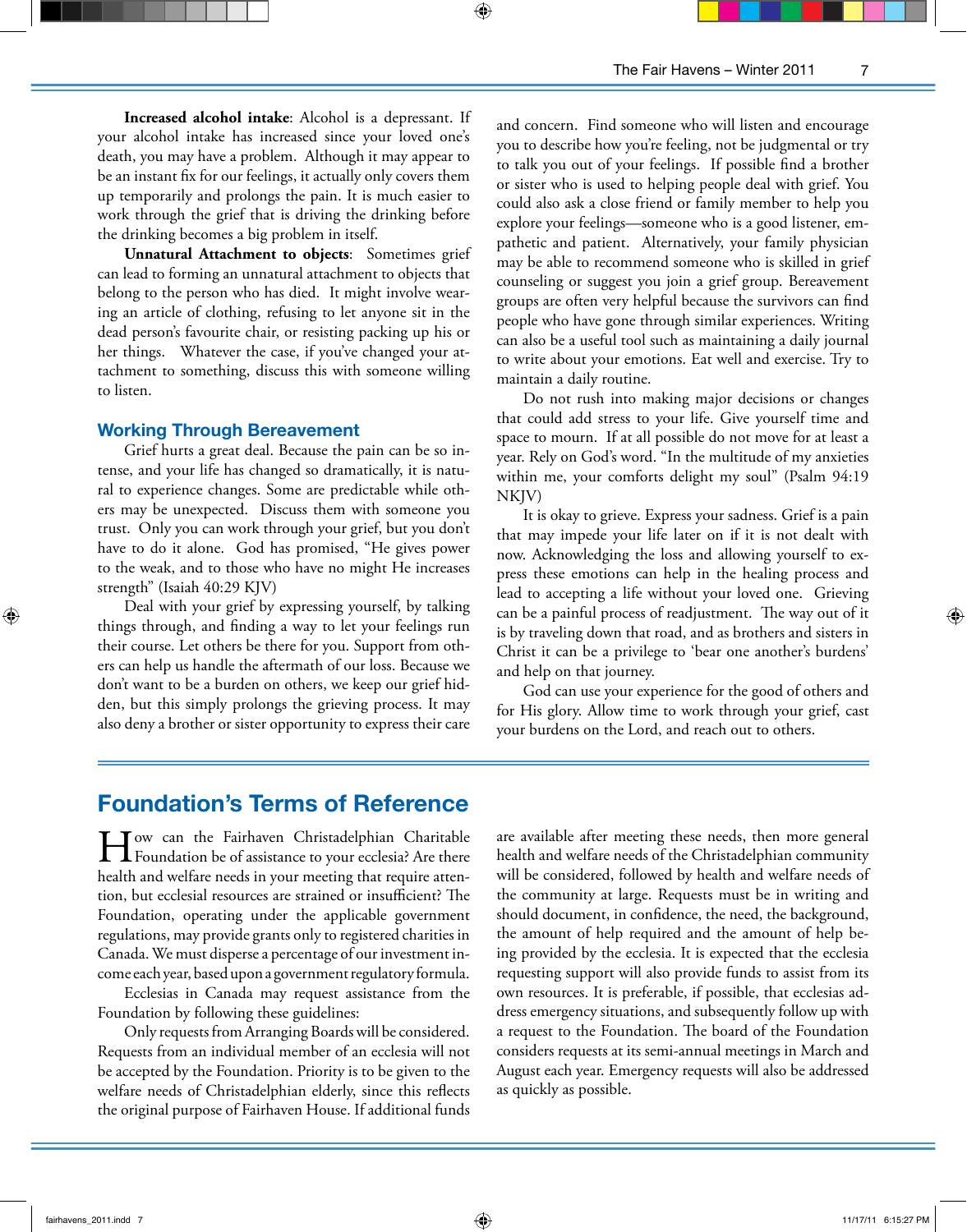**Increased alcohol intake**: Alcohol is a depressant. If your alcohol intake has increased since your loved one's death, you may have a problem. Although it may appear to be an instant fix for our feelings, it actually only covers them up temporarily and prolongs the pain. It is much easier to work through the grief that is driving the drinking before the drinking becomes a big problem in itself.

**Unnatural Attachment to objects**: Sometimes grief can lead to forming an unnatural attachment to objects that belong to the person who has died. It might involve wearing an article of clothing, refusing to let anyone sit in the dead person's favourite chair, or resisting packing up his or her things. Whatever the case, if you've changed your attachment to something, discuss this with someone willing to listen.

## Working Through Bereavement

Grief hurts a great deal. Because the pain can be so intense, and your life has changed so dramatically, it is natural to experience changes. Some are predictable while others may be unexpected. Discuss them with someone you trust. Only you can work through your grief, but you don't have to do it alone. God has promised, "He gives power to the weak, and to those who have no might He increases strength" (Isaiah 40:29 KJV)

Deal with your grief by expressing yourself, by talking things through, and finding a way to let your feelings run their course. Let others be there for you. Support from others can help us handle the aftermath of our loss. Because we don't want to be a burden on others, we keep our grief hidden, but this simply prolongs the grieving process. It may also deny a brother or sister opportunity to express their care and concern. Find someone who will listen and encourage you to describe how you're feeling, not be judgmental or try to talk you out of your feelings. If possible find a brother or sister who is used to helping people deal with grief. You could also ask a close friend or family member to help you explore your feelings—someone who is a good listener, empathetic and patient. Alternatively, your family physician may be able to recommend someone who is skilled in grief counseling or suggest you join a grief group. Bereavement groups are often very helpful because the survivors can find people who have gone through similar experiences. Writing can also be a useful tool such as maintaining a daily journal to write about your emotions. Eat well and exercise. Try to maintain a daily routine.

Do not rush into making major decisions or changes that could add stress to your life. Give yourself time and space to mourn. If at all possible do not move for at least a year. Rely on God's word. "In the multitude of my anxieties within me, your comforts delight my soul" (Psalm 94:19 NKJV)

It is okay to grieve. Express your sadness. Grief is a pain that may impede your life later on if it is not dealt with now. Acknowledging the loss and allowing yourself to express these emotions can help in the healing process and lead to accepting a life without your loved one. Grieving can be a painful process of readjustment. The way out of it is by traveling down that road, and as brothers and sisters in Christ it can be a privilege to 'bear one another's burdens' and help on that journey.

God can use your experience for the good of others and for His glory. Allow time to work through your grief, cast your burdens on the Lord, and reach out to others.

# Foundation's Terms of Reference

How can the Fairhaven Christadelphian Charitable Foundation be of assistance to your ecclesia? Are there health and welfare needs in your meeting that require attention, but ecclesial resources are strained or insufficient? The Foundation, operating under the applicable government regulations, may provide grants only to registered charities in Canada. We must disperse a percentage of our investment income each year, based upon a government regulatory formula.

Ecclesias in Canada may request assistance from the Foundation by following these guidelines:

Only requests from Arranging Boards will be considered. Requests from an individual member of an ecclesia will not be accepted by the Foundation. Priority is to be given to the welfare needs of Christadelphian elderly, since this reflects the original purpose of Fairhaven House. If additional funds are available after meeting these needs, then more general health and welfare needs of the Christadelphian community will be considered, followed by health and welfare needs of the community at large. Requests must be in writing and should document, in confidence, the need, the background, the amount of help required and the amount of help being provided by the ecclesia. It is expected that the ecclesia requesting support will also provide funds to assist from its own resources. It is preferable, if possible, that ecclesias address emergency situations, and subsequently follow up with a request to the Foundation. The board of the Foundation considers requests at its semi-annual meetings in March and August each year. Emergency requests will also be addressed as quickly as possible.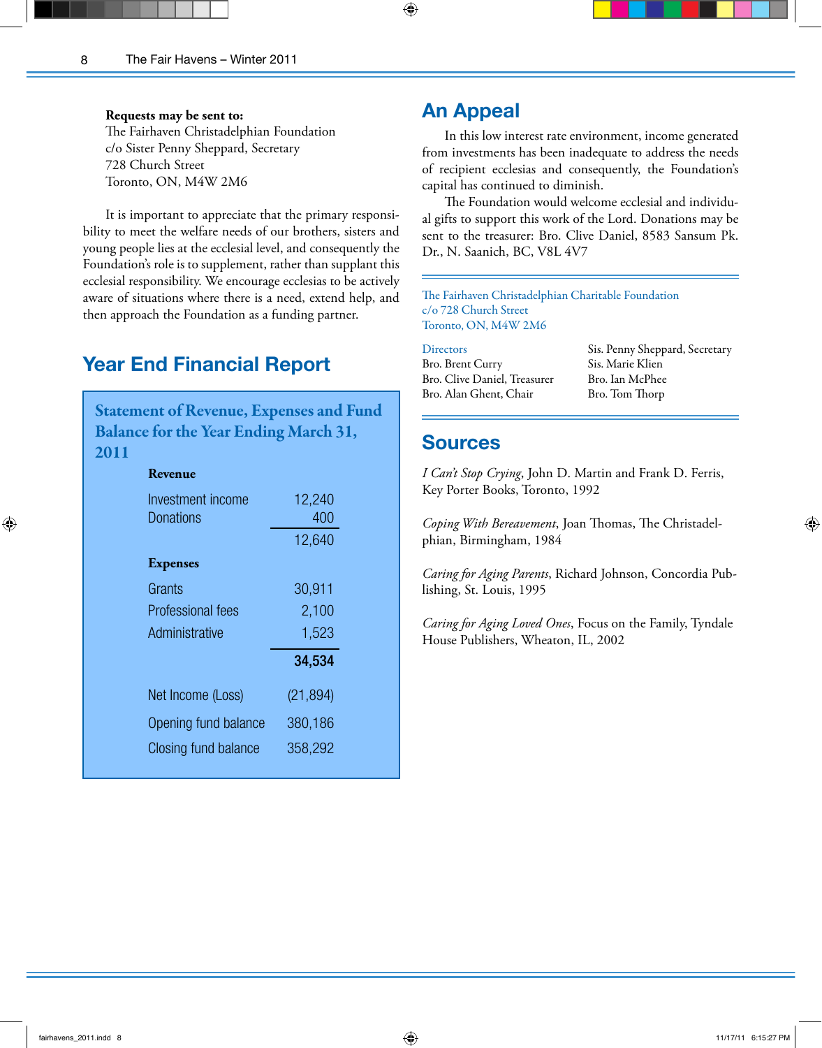**Requests may be sent to:**
The Fairhaven Christadelphian Foundation
c/o Sister Penny Sheppard, Secretary
728 Church Street
Toronto, ON, M4W 2M6

It is important to appreciate that the primary responsibility to meet the welfare needs of our brothers, sisters and young people lies at the ecclesial level, and consequently the Foundation's role is to supplement, rather than supplant this ecclesial responsibility. We encourage ecclesias to be actively aware of situations where there is a need, extend help, and then approach the Foundation as a funding partner.

## Year End Financial Report

### Statement of Revenue, Expenses and Fund Balance for the Year Ending March 31, 2011

| | |
|---|---|
| **Revenue** | |
| Investment income | 12,240 |
| Donations | 400 |
| | 12,640 |
| **Expenses** | |
| Grants | 30,911 |
| Professional fees | 2,100 |
| Administrative | 1,523 |
| | **34,534** |
| Net Income (Loss) | (21,894) |
| Opening fund balance | 380,186 |
| Closing fund balance | 358,292 |

## An Appeal

In this low interest rate environment, income generated from investments has been inadequate to address the needs of recipient ecclesias and consequently, the Foundation's capital has continued to diminish.

The Foundation would welcome ecclesial and individual gifts to support this work of the Lord. Donations may be sent to the treasurer: Bro. Clive Daniel, 8583 Sansum Pk. Dr., N. Saanich, BC, V8L 4V7

The Fairhaven Christadelphian Charitable Foundation
c/o 728 Church Street
Toronto, ON, M4W 2M6

Directors
Bro. Brent Curry
Bro. Clive Daniel, Treasurer
Bro. Alan Ghent, Chair
Sis. Penny Sheppard, Secretary
Sis. Marie Klien
Bro. Ian McPhee
Bro. Tom Thorp

## Sources

*I Can't Stop Crying*, John D. Martin and Frank D. Ferris, Key Porter Books, Toronto, 1992

*Coping With Bereavement*, Joan Thomas, The Christadelphian, Birmingham, 1984

*Caring for Aging Parents*, Richard Johnson, Concordia Publishing, St. Louis, 1995

*Caring for Aging Loved Ones*, Focus on the Family, Tyndale House Publishers, Wheaton, IL, 2002